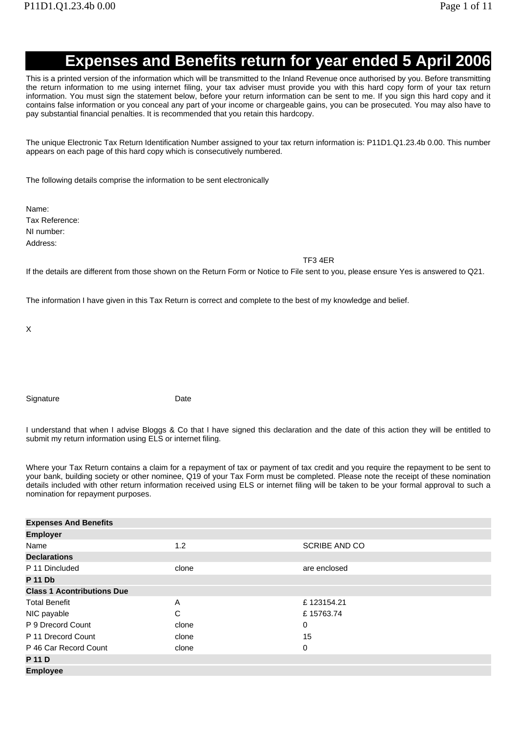# Expenses and Benefits return for year ended 5 April 2006

This is a printed version of the information which will be transmitted to the Inland Revenue once authorised by you. Before transmitting the return information to me using internet filing, your tax adviser must provide you with this hard copy form of your tax return information. You must sign the statement below, before your return information can be sent to me. If you sign this hard copy and it contains false information or you conceal any part of your income or chargeable gains, you can be prosecuted. You may also have to pay substantial financial penalties. It is recommended that you retain this hardcopy.

The unique Electronic Tax Return Identification Number assigned to your tax return information is: P11D1.Q1.23.4b 0.00. This number appears on each page of this hard copy which is consecutively numbered.

The following details comprise the information to be sent electronically

Name:
Tax Reference:
NI number:
Address:

TF3 4ER

If the details are different from those shown on the Return Form or Notice to File sent to you, please ensure Yes is answered to Q21.

The information I have given in this Tax Return is correct and complete to the best of my knowledge and belief.

X

Signature Date

I understand that when I advise Bloggs & Co that I have signed this declaration and the date of this action they will be entitled to submit my return information using ELS or internet filing.

Where your Tax Return contains a claim for a repayment of tax or payment of tax credit and you require the repayment to be sent to your bank, building society or other nominee, Q19 of your Tax Form must be completed. Please note the receipt of these nomination details included with other return information received using ELS or internet filing will be taken to be your formal approval to such a nomination for repayment purposes.

| **Expenses And Benefits** | | |
|---|---|---|
| **Employer** | | |
| Name | 1.2 | SCRIBE AND CO |
| **Declarations** | | |
| P 11 Dincluded | clone | are enclosed |
| **P 11 Db** | | |
| **Class 1 Acontributions Due** | | |
| Total Benefit | A | £ 123154.21 |
| NIC payable | C | £ 15763.74 |
| P 9 Drecord Count | clone | 0 |
| P 11 Drecord Count | clone | 15 |
| P 46 Car Record Count | clone | 0 |
| **P 11 D** | | |
| **Employee** | | |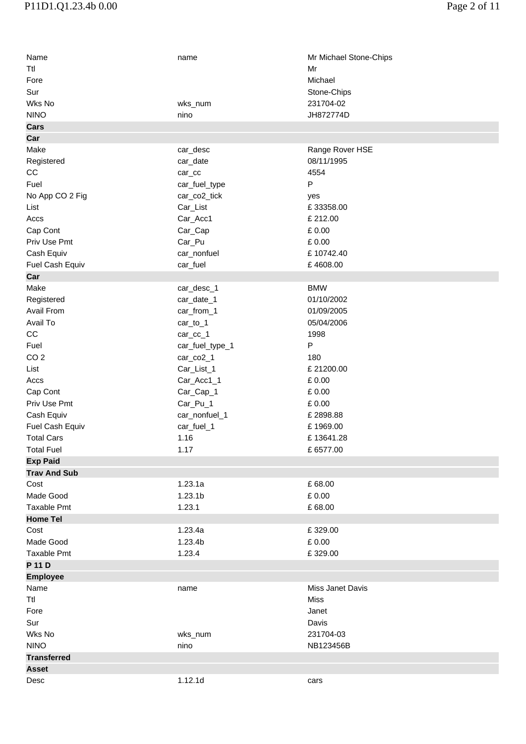| | | |
|---|---|---|
| Name | name | Mr Michael Stone-Chips |
| Ttl | | Mr |
| Fore | | Michael |
| Sur | | Stone-Chips |
| Wks No | wks_num | 231704-02 |
| NINO | nino | JH872774D |
| **Cars** | | |
| **Car** | | |
| Make | car_desc | Range Rover HSE |
| Registered | car_date | 08/11/1995 |
| CC | car_cc | 4554 |
| Fuel | car_fuel_type | P |
| No App CO 2 Fig | car_co2_tick | yes |
| List | Car_List | £ 33358.00 |
| Accs | Car_Acc1 | £ 212.00 |
| Cap Cont | Car_Cap | £ 0.00 |
| Priv Use Pmt | Car_Pu | £ 0.00 |
| Cash Equiv | car_nonfuel | £ 10742.40 |
| Fuel Cash Equiv | car_fuel | £ 4608.00 |
| **Car** | | |
| Make | car_desc_1 | BMW |
| Registered | car_date_1 | 01/10/2002 |
| Avail From | car_from_1 | 01/09/2005 |
| Avail To | car_to_1 | 05/04/2006 |
| CC | car_cc_1 | 1998 |
| Fuel | car_fuel_type_1 | P |
| CO 2 | car_co2_1 | 180 |
| List | Car_List_1 | £ 21200.00 |
| Accs | Car_Acc1_1 | £ 0.00 |
| Cap Cont | Car_Cap_1 | £ 0.00 |
| Priv Use Pmt | Car_Pu_1 | £ 0.00 |
| Cash Equiv | car_nonfuel_1 | £ 2898.88 |
| Fuel Cash Equiv | car_fuel_1 | £ 1969.00 |
| Total Cars | 1.16 | £ 13641.28 |
| Total Fuel | 1.17 | £ 6577.00 |
| **Exp Paid** | | |
| **Trav And Sub** | | |
| Cost | 1.23.1a | £ 68.00 |
| Made Good | 1.23.1b | £ 0.00 |
| Taxable Pmt | 1.23.1 | £ 68.00 |
| **Home Tel** | | |
| Cost | 1.23.4a | £ 329.00 |
| Made Good | 1.23.4b | £ 0.00 |
| Taxable Pmt | 1.23.4 | £ 329.00 |
| **P 11 D** | | |
| **Employee** | | |
| Name | name | Miss Janet Davis |
| Ttl | | Miss |
| Fore | | Janet |
| Sur | | Davis |
| Wks No | wks_num | 231704-03 |
| NINO | nino | NB123456B |
| **Transferred** | | |
| **Asset** | | |
| Desc | 1.12.1d | cars |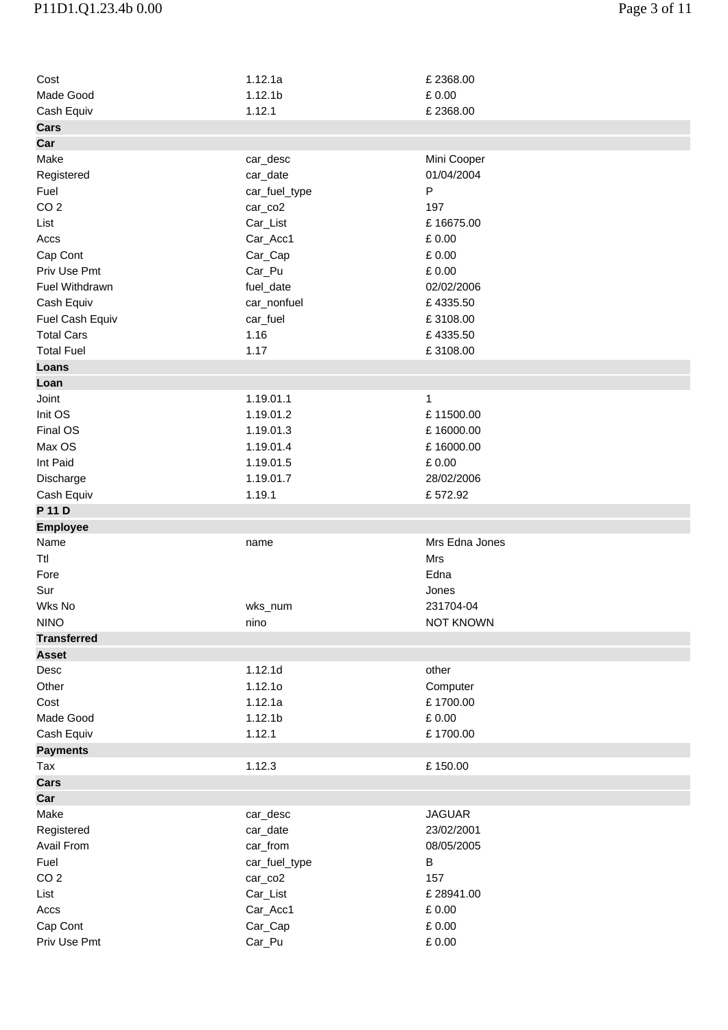| | | |
|---|---|---|
| Cost | 1.12.1a | £ 2368.00 |
| Made Good | 1.12.1b | £ 0.00 |
| Cash Equiv | 1.12.1 | £ 2368.00 |
| **Cars** | | |
| **Car** | | |
| Make | car_desc | Mini Cooper |
| Registered | car_date | 01/04/2004 |
| Fuel | car_fuel_type | P |
| CO 2 | car_co2 | 197 |
| List | Car_List | £ 16675.00 |
| Accs | Car_Acc1 | £ 0.00 |
| Cap Cont | Car_Cap | £ 0.00 |
| Priv Use Pmt | Car_Pu | £ 0.00 |
| Fuel Withdrawn | fuel_date | 02/02/2006 |
| Cash Equiv | car_nonfuel | £ 4335.50 |
| Fuel Cash Equiv | car_fuel | £ 3108.00 |
| Total Cars | 1.16 | £ 4335.50 |
| Total Fuel | 1.17 | £ 3108.00 |
| **Loans** | | |
| **Loan** | | |
| Joint | 1.19.01.1 | 1 |
| Init OS | 1.19.01.2 | £ 11500.00 |
| Final OS | 1.19.01.3 | £ 16000.00 |
| Max OS | 1.19.01.4 | £ 16000.00 |
| Int Paid | 1.19.01.5 | £ 0.00 |
| Discharge | 1.19.01.7 | 28/02/2006 |
| Cash Equiv | 1.19.1 | £ 572.92 |
| **P 11 D** | | |
| **Employee** | | |
| Name | name | Mrs Edna Jones |
| Ttl | | Mrs |
| Fore | | Edna |
| Sur | | Jones |
| Wks No | wks_num | 231704-04 |
| NINO | nino | NOT KNOWN |
| **Transferred** | | |
| **Asset** | | |
| Desc | 1.12.1d | other |
| Other | 1.12.1o | Computer |
| Cost | 1.12.1a | £ 1700.00 |
| Made Good | 1.12.1b | £ 0.00 |
| Cash Equiv | 1.12.1 | £ 1700.00 |
| **Payments** | | |
| Tax | 1.12.3 | £ 150.00 |
| **Cars** | | |
| **Car** | | |
| Make | car_desc | JAGUAR |
| Registered | car_date | 23/02/2001 |
| Avail From | car_from | 08/05/2005 |
| Fuel | car_fuel_type | B |
| CO 2 | car_co2 | 157 |
| List | Car_List | £ 28941.00 |
| Accs | Car_Acc1 | £ 0.00 |
| Cap Cont | Car_Cap | £ 0.00 |
| Priv Use Pmt | Car_Pu | £ 0.00 |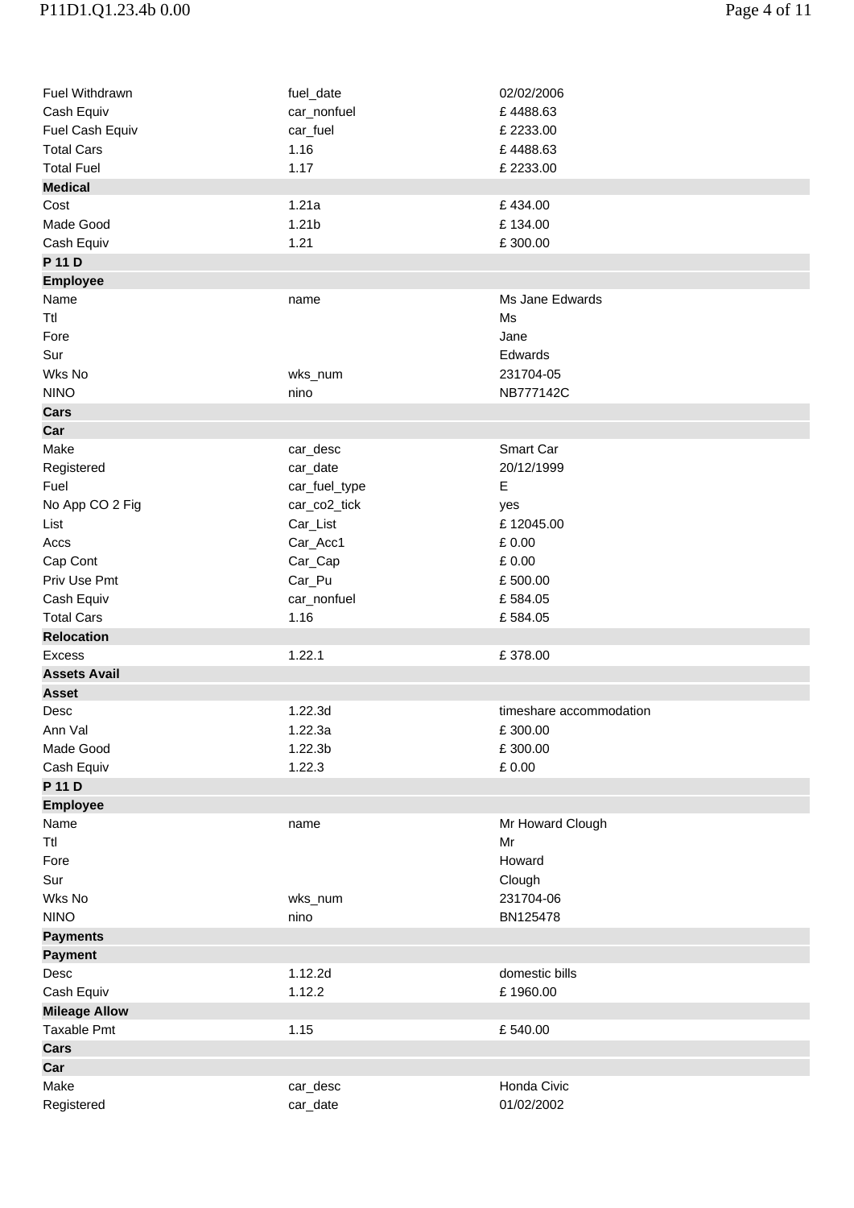| | | |
|---|---|---|
| Fuel Withdrawn | fuel_date | 02/02/2006 |
| Cash Equiv | car_nonfuel | £ 4488.63 |
| Fuel Cash Equiv | car_fuel | £ 2233.00 |
| Total Cars | 1.16 | £ 4488.63 |
| Total Fuel | 1.17 | £ 2233.00 |
| **Medical** | | |
| Cost | 1.21a | £ 434.00 |
| Made Good | 1.21b | £ 134.00 |
| Cash Equiv | 1.21 | £ 300.00 |
| **P 11 D** | | |
| **Employee** | | |
| Name | name | Ms Jane Edwards |
| Ttl | | Ms |
| Fore | | Jane |
| Sur | | Edwards |
| Wks No | wks_num | 231704-05 |
| NINO | nino | NB777142C |
| **Cars** | | |
| **Car** | | |
| Make | car_desc | Smart Car |
| Registered | car_date | 20/12/1999 |
| Fuel | car_fuel_type | E |
| No App CO 2 Fig | car_co2_tick | yes |
| List | Car_List | £ 12045.00 |
| Accs | Car_Acc1 | £ 0.00 |
| Cap Cont | Car_Cap | £ 0.00 |
| Priv Use Pmt | Car_Pu | £ 500.00 |
| Cash Equiv | car_nonfuel | £ 584.05 |
| Total Cars | 1.16 | £ 584.05 |
| **Relocation** | | |
| Excess | 1.22.1 | £ 378.00 |
| **Assets Avail** | | |
| **Asset** | | |
| Desc | 1.22.3d | timeshare accommodation |
| Ann Val | 1.22.3a | £ 300.00 |
| Made Good | 1.22.3b | £ 300.00 |
| Cash Equiv | 1.22.3 | £ 0.00 |
| **P 11 D** | | |
| **Employee** | | |
| Name | name | Mr Howard Clough |
| Ttl | | Mr |
| Fore | | Howard |
| Sur | | Clough |
| Wks No | wks_num | 231704-06 |
| NINO | nino | BN125478 |
| **Payments** | | |
| **Payment** | | |
| Desc | 1.12.2d | domestic bills |
| Cash Equiv | 1.12.2 | £ 1960.00 |
| **Mileage Allow** | | |
| Taxable Pmt | 1.15 | £ 540.00 |
| **Cars** | | |
| **Car** | | |
| Make | car_desc | Honda Civic |
| Registered | car_date | 01/02/2002 |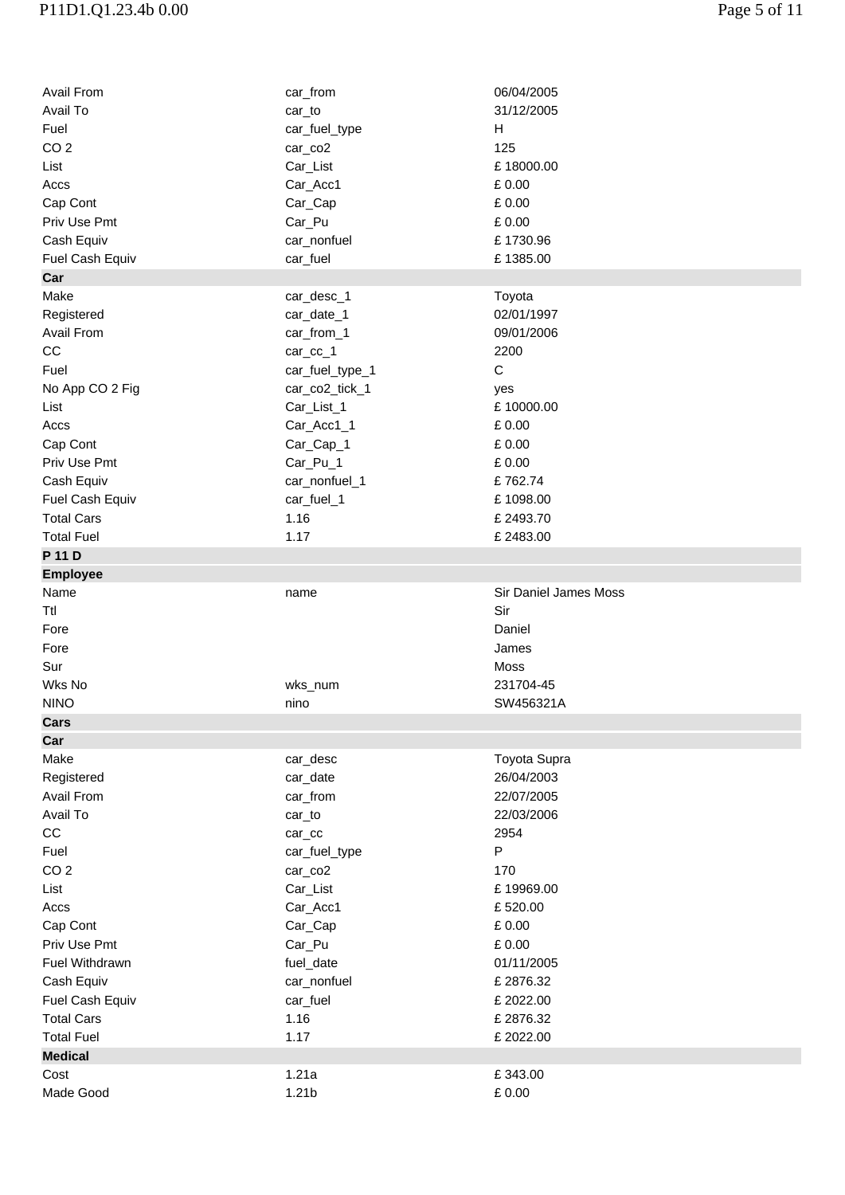| | | |
|---|---|---|
| Avail From | car_from | 06/04/2005 |
| Avail To | car_to | 31/12/2005 |
| Fuel | car_fuel_type | H |
| CO 2 | car_co2 | 125 |
| List | Car_List | £ 18000.00 |
| Accs | Car_Acc1 | £ 0.00 |
| Cap Cont | Car_Cap | £ 0.00 |
| Priv Use Pmt | Car_Pu | £ 0.00 |
| Cash Equiv | car_nonfuel | £ 1730.96 |
| Fuel Cash Equiv | car_fuel | £ 1385.00 |
| **Car** | | |
| Make | car_desc_1 | Toyota |
| Registered | car_date_1 | 02/01/1997 |
| Avail From | car_from_1 | 09/01/2006 |
| CC | car_cc_1 | 2200 |
| Fuel | car_fuel_type_1 | C |
| No App CO 2 Fig | car_co2_tick_1 | yes |
| List | Car_List_1 | £ 10000.00 |
| Accs | Car_Acc1_1 | £ 0.00 |
| Cap Cont | Car_Cap_1 | £ 0.00 |
| Priv Use Pmt | Car_Pu_1 | £ 0.00 |
| Cash Equiv | car_nonfuel_1 | £ 762.74 |
| Fuel Cash Equiv | car_fuel_1 | £ 1098.00 |
| Total Cars | 1.16 | £ 2493.70 |
| Total Fuel | 1.17 | £ 2483.00 |
| **P 11 D** | | |
| **Employee** | | |
| Name | name | Sir Daniel James Moss |
| Ttl | | Sir |
| Fore | | Daniel |
| Fore | | James |
| Sur | | Moss |
| Wks No | wks_num | 231704-45 |
| NINO | nino | SW456321A |
| **Cars** | | |
| **Car** | | |
| Make | car_desc | Toyota Supra |
| Registered | car_date | 26/04/2003 |
| Avail From | car_from | 22/07/2005 |
| Avail To | car_to | 22/03/2006 |
| CC | car_cc | 2954 |
| Fuel | car_fuel_type | P |
| CO 2 | car_co2 | 170 |
| List | Car_List | £ 19969.00 |
| Accs | Car_Acc1 | £ 520.00 |
| Cap Cont | Car_Cap | £ 0.00 |
| Priv Use Pmt | Car_Pu | £ 0.00 |
| Fuel Withdrawn | fuel_date | 01/11/2005 |
| Cash Equiv | car_nonfuel | £ 2876.32 |
| Fuel Cash Equiv | car_fuel | £ 2022.00 |
| Total Cars | 1.16 | £ 2876.32 |
| Total Fuel | 1.17 | £ 2022.00 |
| **Medical** | | |
| Cost | 1.21a | £ 343.00 |
| Made Good | 1.21b | £ 0.00 |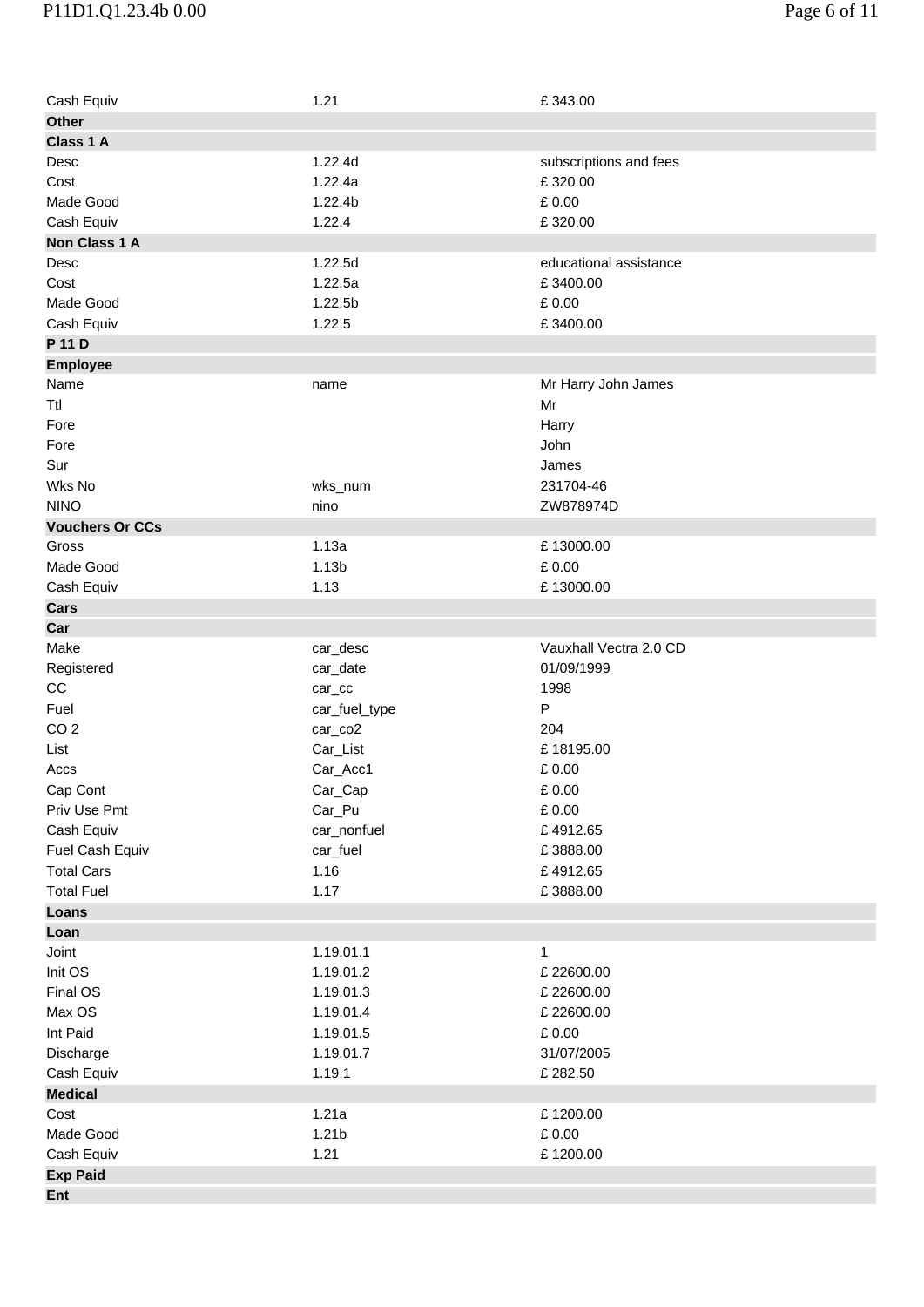| | | |
|---|---|---|
| Cash Equiv | 1.21 | £ 343.00 |
| **Other** | | |
| **Class 1 A** | | |
| Desc | 1.22.4d | subscriptions and fees |
| Cost | 1.22.4a | £ 320.00 |
| Made Good | 1.22.4b | £ 0.00 |
| Cash Equiv | 1.22.4 | £ 320.00 |
| **Non Class 1 A** | | |
| Desc | 1.22.5d | educational assistance |
| Cost | 1.22.5a | £ 3400.00 |
| Made Good | 1.22.5b | £ 0.00 |
| Cash Equiv | 1.22.5 | £ 3400.00 |
| **P 11 D** | | |
| **Employee** | | |
| Name | name | Mr Harry John James |
| Ttl | | Mr |
| Fore | | Harry |
| Fore | | John |
| Sur | | James |
| Wks No | wks_num | 231704-46 |
| NINO | nino | ZW878974D |
| **Vouchers Or CCs** | | |
| Gross | 1.13a | £ 13000.00 |
| Made Good | 1.13b | £ 0.00 |
| Cash Equiv | 1.13 | £ 13000.00 |
| **Cars** | | |
| **Car** | | |
| Make | car_desc | Vauxhall Vectra 2.0 CD |
| Registered | car_date | 01/09/1999 |
| CC | car_cc | 1998 |
| Fuel | car_fuel_type | P |
| CO 2 | car_co2 | 204 |
| List | Car_List | £ 18195.00 |
| Accs | Car_Acc1 | £ 0.00 |
| Cap Cont | Car_Cap | £ 0.00 |
| Priv Use Pmt | Car_Pu | £ 0.00 |
| Cash Equiv | car_nonfuel | £ 4912.65 |
| Fuel Cash Equiv | car_fuel | £ 3888.00 |
| Total Cars | 1.16 | £ 4912.65 |
| Total Fuel | 1.17 | £ 3888.00 |
| **Loans** | | |
| **Loan** | | |
| Joint | 1.19.01.1 | 1 |
| Init OS | 1.19.01.2 | £ 22600.00 |
| Final OS | 1.19.01.3 | £ 22600.00 |
| Max OS | 1.19.01.4 | £ 22600.00 |
| Int Paid | 1.19.01.5 | £ 0.00 |
| Discharge | 1.19.01.7 | 31/07/2005 |
| Cash Equiv | 1.19.1 | £ 282.50 |
| **Medical** | | |
| Cost | 1.21a | £ 1200.00 |
| Made Good | 1.21b | £ 0.00 |
| Cash Equiv | 1.21 | £ 1200.00 |
| **Exp Paid** | | |
| **Ent** | | |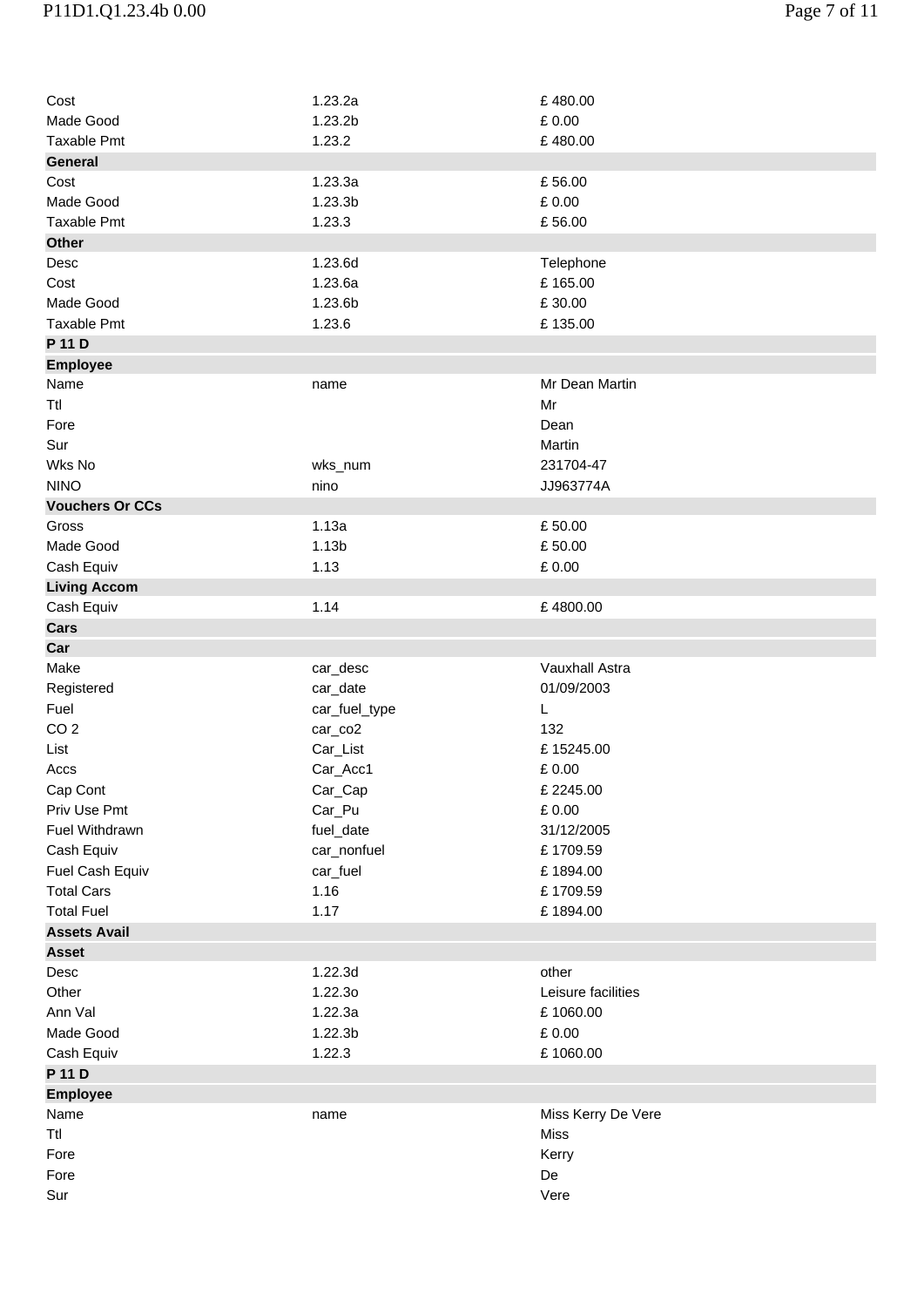| | | |
|---|---|---|
| Cost | 1.23.2a | £ 480.00 |
| Made Good | 1.23.2b | £ 0.00 |
| Taxable Pmt | 1.23.2 | £ 480.00 |
| **General** | | |
| Cost | 1.23.3a | £ 56.00 |
| Made Good | 1.23.3b | £ 0.00 |
| Taxable Pmt | 1.23.3 | £ 56.00 |
| **Other** | | |
| Desc | 1.23.6d | Telephone |
| Cost | 1.23.6a | £ 165.00 |
| Made Good | 1.23.6b | £ 30.00 |
| Taxable Pmt | 1.23.6 | £ 135.00 |
| **P 11 D** | | |
| **Employee** | | |
| Name | name | Mr Dean Martin |
| Ttl | | Mr |
| Fore | | Dean |
| Sur | | Martin |
| Wks No | wks_num | 231704-47 |
| NINO | nino | JJ963774A |
| **Vouchers Or CCs** | | |
| Gross | 1.13a | £ 50.00 |
| Made Good | 1.13b | £ 50.00 |
| Cash Equiv | 1.13 | £ 0.00 |
| **Living Accom** | | |
| Cash Equiv | 1.14 | £ 4800.00 |
| **Cars** | | |
| **Car** | | |
| Make | car_desc | Vauxhall Astra |
| Registered | car_date | 01/09/2003 |
| Fuel | car_fuel_type | L |
| CO 2 | car_co2 | 132 |
| List | Car_List | £ 15245.00 |
| Accs | Car_Acc1 | £ 0.00 |
| Cap Cont | Car_Cap | £ 2245.00 |
| Priv Use Pmt | Car_Pu | £ 0.00 |
| Fuel Withdrawn | fuel_date | 31/12/2005 |
| Cash Equiv | car_nonfuel | £ 1709.59 |
| Fuel Cash Equiv | car_fuel | £ 1894.00 |
| Total Cars | 1.16 | £ 1709.59 |
| Total Fuel | 1.17 | £ 1894.00 |
| **Assets Avail** | | |
| **Asset** | | |
| Desc | 1.22.3d | other |
| Other | 1.22.3o | Leisure facilities |
| Ann Val | 1.22.3a | £ 1060.00 |
| Made Good | 1.22.3b | £ 0.00 |
| Cash Equiv | 1.22.3 | £ 1060.00 |
| **P 11 D** | | |
| **Employee** | | |
| Name | name | Miss Kerry De Vere |
| Ttl | | Miss |
| Fore | | Kerry |
| Fore | | De |
| Sur | | Vere |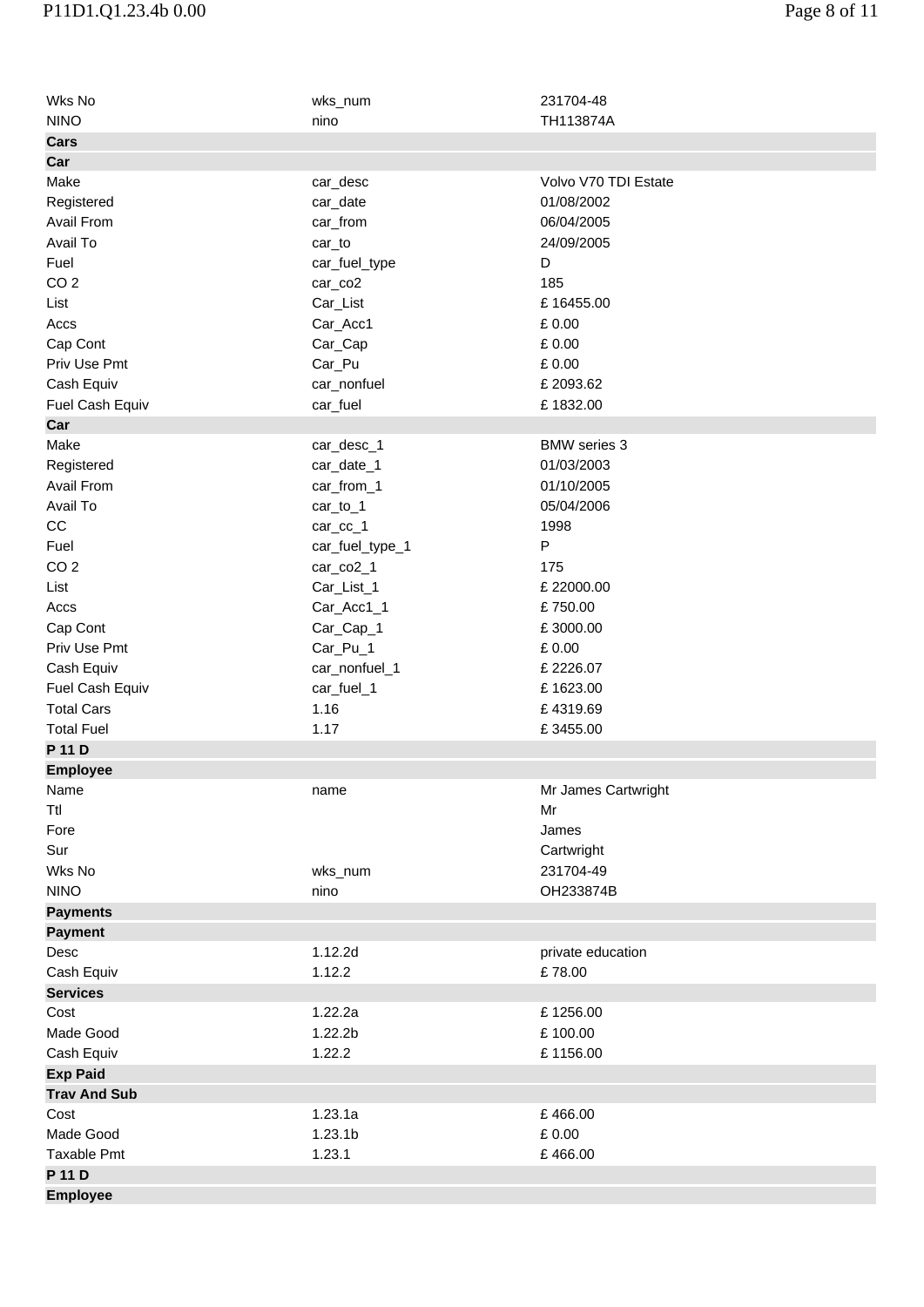| | | |
|---|---|---|
| Wks No | wks_num | 231704-48 |
| NINO | nino | TH113874A |
| **Cars** | | |
| **Car** | | |
| Make | car_desc | Volvo V70 TDI Estate |
| Registered | car_date | 01/08/2002 |
| Avail From | car_from | 06/04/2005 |
| Avail To | car_to | 24/09/2005 |
| Fuel | car_fuel_type | D |
| CO 2 | car_co2 | 185 |
| List | Car_List | £ 16455.00 |
| Accs | Car_Acc1 | £ 0.00 |
| Cap Cont | Car_Cap | £ 0.00 |
| Priv Use Pmt | Car_Pu | £ 0.00 |
| Cash Equiv | car_nonfuel | £ 2093.62 |
| Fuel Cash Equiv | car_fuel | £ 1832.00 |
| **Car** | | |
| Make | car_desc_1 | BMW series 3 |
| Registered | car_date_1 | 01/03/2003 |
| Avail From | car_from_1 | 01/10/2005 |
| Avail To | car_to_1 | 05/04/2006 |
| CC | car_cc_1 | 1998 |
| Fuel | car_fuel_type_1 | P |
| CO 2 | car_co2_1 | 175 |
| List | Car_List_1 | £ 22000.00 |
| Accs | Car_Acc1_1 | £ 750.00 |
| Cap Cont | Car_Cap_1 | £ 3000.00 |
| Priv Use Pmt | Car_Pu_1 | £ 0.00 |
| Cash Equiv | car_nonfuel_1 | £ 2226.07 |
| Fuel Cash Equiv | car_fuel_1 | £ 1623.00 |
| Total Cars | 1.16 | £ 4319.69 |
| Total Fuel | 1.17 | £ 3455.00 |
| **P 11 D** | | |
| **Employee** | | |
| Name | name | Mr James Cartwright |
| Ttl | | Mr |
| Fore | | James |
| Sur | | Cartwright |
| Wks No | wks_num | 231704-49 |
| NINO | nino | OH233874B |
| **Payments** | | |
| **Payment** | | |
| Desc | 1.12.2d | private education |
| Cash Equiv | 1.12.2 | £ 78.00 |
| **Services** | | |
| Cost | 1.22.2a | £ 1256.00 |
| Made Good | 1.22.2b | £ 100.00 |
| Cash Equiv | 1.22.2 | £ 1156.00 |
| **Exp Paid** | | |
| **Trav And Sub** | | |
| Cost | 1.23.1a | £ 466.00 |
| Made Good | 1.23.1b | £ 0.00 |
| Taxable Pmt | 1.23.1 | £ 466.00 |
| **P 11 D** | | |
| **Employee** | | |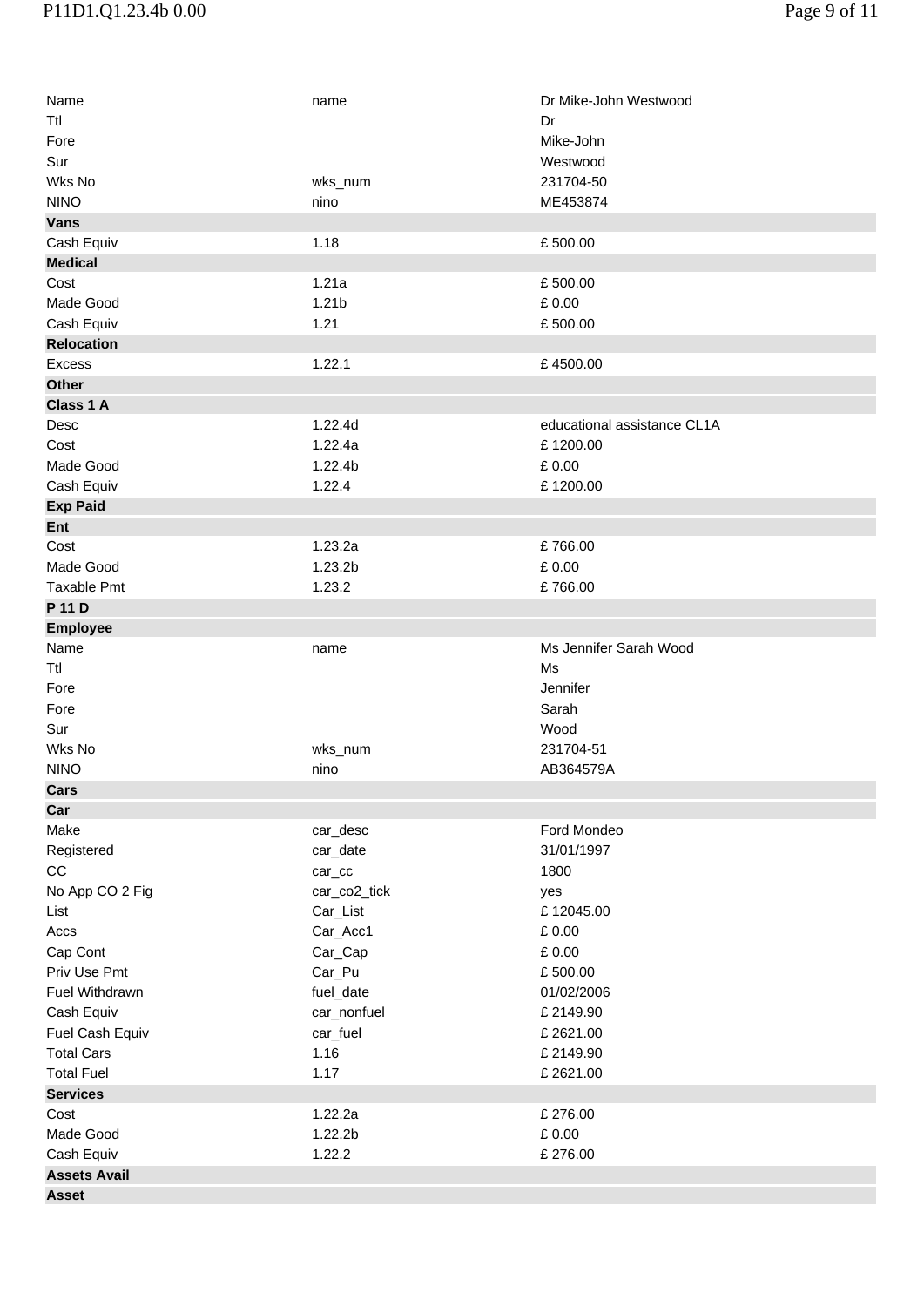| | | |
|---|---|---|
| Name | name | Dr Mike-John Westwood |
| Ttl | | Dr |
| Fore | | Mike-John |
| Sur | | Westwood |
| Wks No | wks_num | 231704-50 |
| NINO | nino | ME453874 |
| **Vans** | | |
| Cash Equiv | 1.18 | £ 500.00 |
| **Medical** | | |
| Cost | 1.21a | £ 500.00 |
| Made Good | 1.21b | £ 0.00 |
| Cash Equiv | 1.21 | £ 500.00 |
| **Relocation** | | |
| Excess | 1.22.1 | £ 4500.00 |
| **Other** | | |
| **Class 1 A** | | |
| Desc | 1.22.4d | educational assistance CL1A |
| Cost | 1.22.4a | £ 1200.00 |
| Made Good | 1.22.4b | £ 0.00 |
| Cash Equiv | 1.22.4 | £ 1200.00 |
| **Exp Paid** | | |
| **Ent** | | |
| Cost | 1.23.2a | £ 766.00 |
| Made Good | 1.23.2b | £ 0.00 |
| Taxable Pmt | 1.23.2 | £ 766.00 |
| **P 11 D** | | |
| **Employee** | | |
| Name | name | Ms Jennifer Sarah Wood |
| Ttl | | Ms |
| Fore | | Jennifer |
| Fore | | Sarah |
| Sur | | Wood |
| Wks No | wks_num | 231704-51 |
| NINO | nino | AB364579A |
| **Cars** | | |
| **Car** | | |
| Make | car_desc | Ford Mondeo |
| Registered | car_date | 31/01/1997 |
| CC | car_cc | 1800 |
| No App CO 2 Fig | car_co2_tick | yes |
| List | Car_List | £ 12045.00 |
| Accs | Car_Acc1 | £ 0.00 |
| Cap Cont | Car_Cap | £ 0.00 |
| Priv Use Pmt | Car_Pu | £ 500.00 |
| Fuel Withdrawn | fuel_date | 01/02/2006 |
| Cash Equiv | car_nonfuel | £ 2149.90 |
| Fuel Cash Equiv | car_fuel | £ 2621.00 |
| Total Cars | 1.16 | £ 2149.90 |
| Total Fuel | 1.17 | £ 2621.00 |
| **Services** | | |
| Cost | 1.22.2a | £ 276.00 |
| Made Good | 1.22.2b | £ 0.00 |
| Cash Equiv | 1.22.2 | £ 276.00 |
| **Assets Avail** | | |
| **Asset** | | |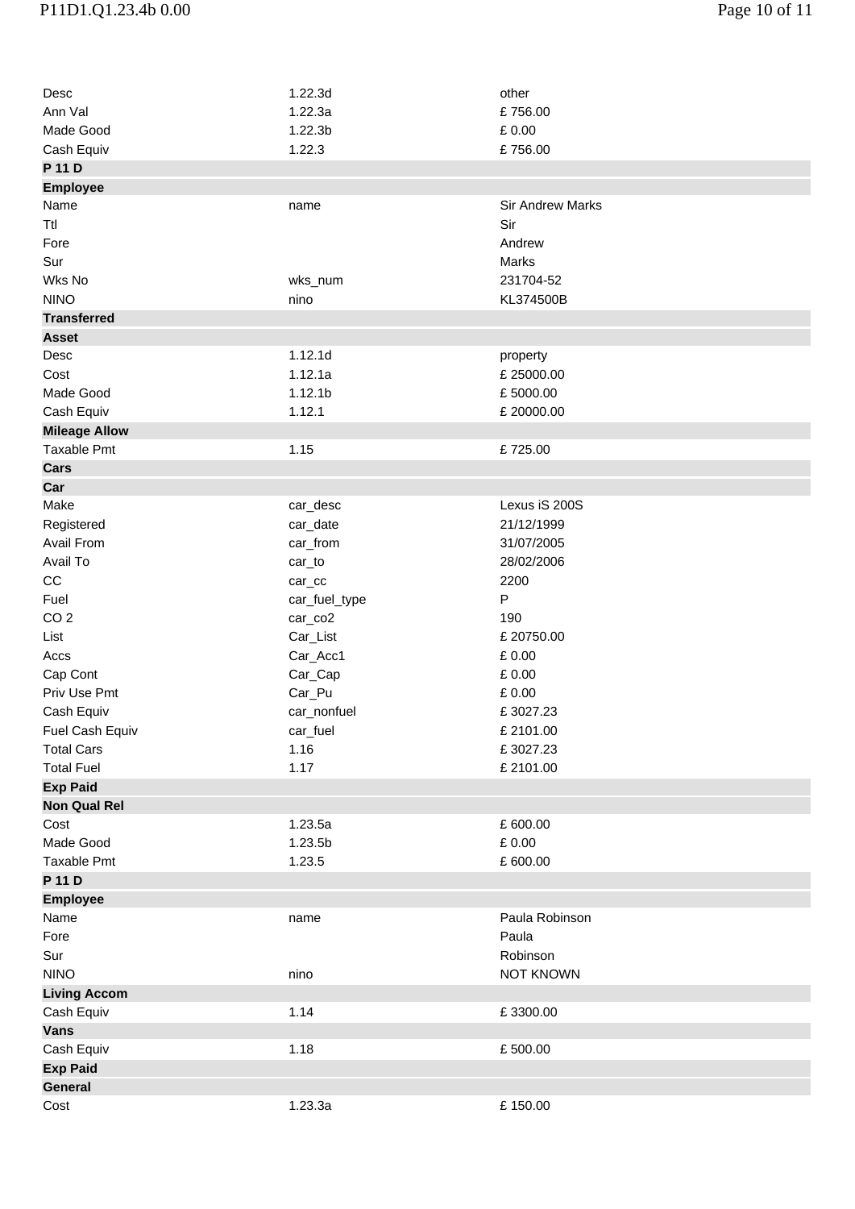| | | |
|---|---|---|
| Desc | 1.22.3d | other |
| Ann Val | 1.22.3a | £ 756.00 |
| Made Good | 1.22.3b | £ 0.00 |
| Cash Equiv | 1.22.3 | £ 756.00 |
| **P 11 D** | | |
| **Employee** | | |
| Name | name | Sir Andrew Marks |
| Ttl | | Sir |
| Fore | | Andrew |
| Sur | | Marks |
| Wks No | wks_num | 231704-52 |
| NINO | nino | KL374500B |
| **Transferred** | | |
| **Asset** | | |
| Desc | 1.12.1d | property |
| Cost | 1.12.1a | £ 25000.00 |
| Made Good | 1.12.1b | £ 5000.00 |
| Cash Equiv | 1.12.1 | £ 20000.00 |
| **Mileage Allow** | | |
| Taxable Pmt | 1.15 | £ 725.00 |
| **Cars** | | |
| **Car** | | |
| Make | car_desc | Lexus iS 200S |
| Registered | car_date | 21/12/1999 |
| Avail From | car_from | 31/07/2005 |
| Avail To | car_to | 28/02/2006 |
| CC | car_cc | 2200 |
| Fuel | car_fuel_type | P |
| CO 2 | car_co2 | 190 |
| List | Car_List | £ 20750.00 |
| Accs | Car_Acc1 | £ 0.00 |
| Cap Cont | Car_Cap | £ 0.00 |
| Priv Use Pmt | Car_Pu | £ 0.00 |
| Cash Equiv | car_nonfuel | £ 3027.23 |
| Fuel Cash Equiv | car_fuel | £ 2101.00 |
| Total Cars | 1.16 | £ 3027.23 |
| Total Fuel | 1.17 | £ 2101.00 |
| **Exp Paid** | | |
| **Non Qual Rel** | | |
| Cost | 1.23.5a | £ 600.00 |
| Made Good | 1.23.5b | £ 0.00 |
| Taxable Pmt | 1.23.5 | £ 600.00 |
| **P 11 D** | | |
| **Employee** | | |
| Name | name | Paula Robinson |
| Fore | | Paula |
| Sur | | Robinson |
| NINO | nino | NOT KNOWN |
| **Living Accom** | | |
| Cash Equiv | 1.14 | £ 3300.00 |
| **Vans** | | |
| Cash Equiv | 1.18 | £ 500.00 |
| **Exp Paid** | | |
| **General** | | |
| Cost | 1.23.3a | £ 150.00 |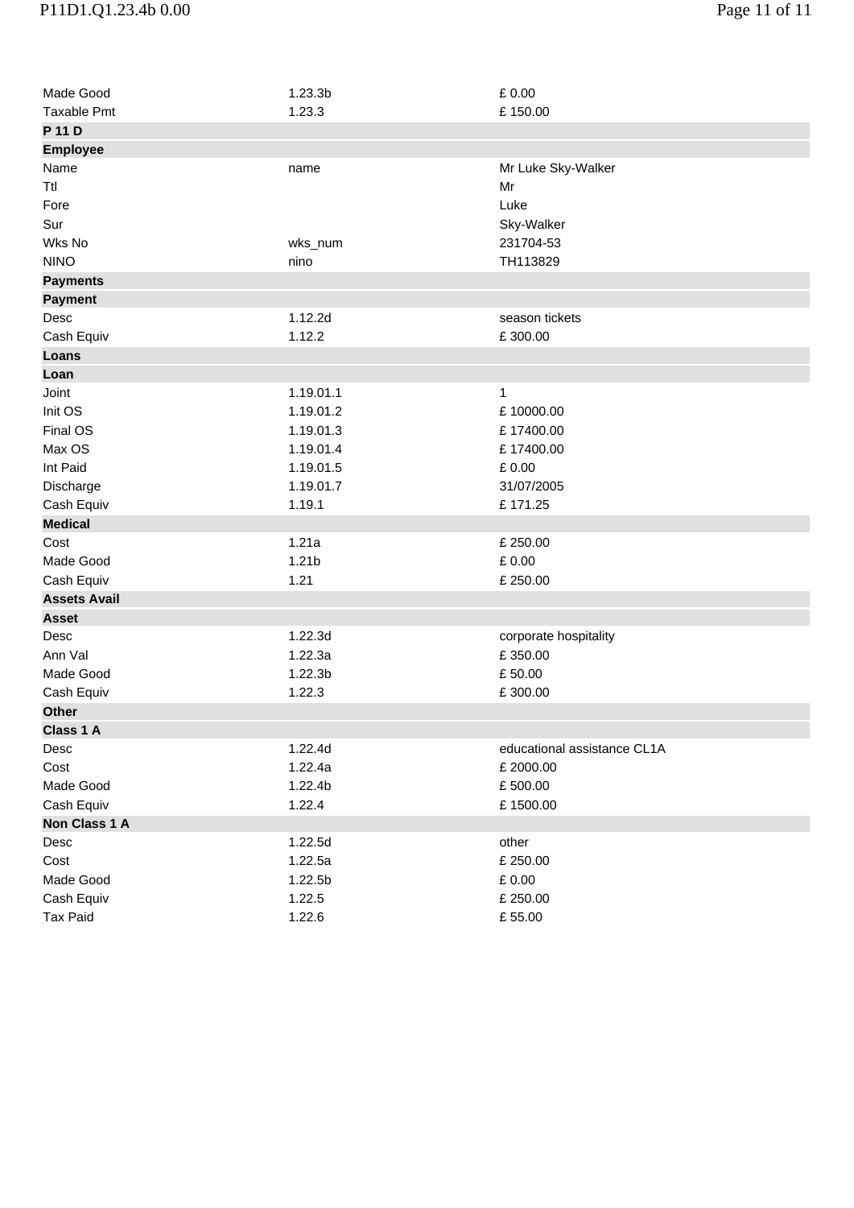| | | |
|---|---|---|
| Made Good | 1.23.3b | £ 0.00 |
| Taxable Pmt | 1.23.3 | £ 150.00 |
| **P 11 D** | | |
| **Employee** | | |
| Name | name | Mr Luke Sky-Walker |
| Ttl | | Mr |
| Fore | | Luke |
| Sur | | Sky-Walker |
| Wks No | wks_num | 231704-53 |
| NINO | nino | TH113829 |
| **Payments** | | |
| **Payment** | | |
| Desc | 1.12.2d | season tickets |
| Cash Equiv | 1.12.2 | £ 300.00 |
| **Loans** | | |
| **Loan** | | |
| Joint | 1.19.01.1 | 1 |
| Init OS | 1.19.01.2 | £ 10000.00 |
| Final OS | 1.19.01.3 | £ 17400.00 |
| Max OS | 1.19.01.4 | £ 17400.00 |
| Int Paid | 1.19.01.5 | £ 0.00 |
| Discharge | 1.19.01.7 | 31/07/2005 |
| Cash Equiv | 1.19.1 | £ 171.25 |
| **Medical** | | |
| Cost | 1.21a | £ 250.00 |
| Made Good | 1.21b | £ 0.00 |
| Cash Equiv | 1.21 | £ 250.00 |
| **Assets Avail** | | |
| **Asset** | | |
| Desc | 1.22.3d | corporate hospitality |
| Ann Val | 1.22.3a | £ 350.00 |
| Made Good | 1.22.3b | £ 50.00 |
| Cash Equiv | 1.22.3 | £ 300.00 |
| **Other** | | |
| **Class 1 A** | | |
| Desc | 1.22.4d | educational assistance CL1A |
| Cost | 1.22.4a | £ 2000.00 |
| Made Good | 1.22.4b | £ 500.00 |
| Cash Equiv | 1.22.4 | £ 1500.00 |
| **Non Class 1 A** | | |
| Desc | 1.22.5d | other |
| Cost | 1.22.5a | £ 250.00 |
| Made Good | 1.22.5b | £ 0.00 |
| Cash Equiv | 1.22.5 | £ 250.00 |
| Tax Paid | 1.22.6 | £ 55.00 |